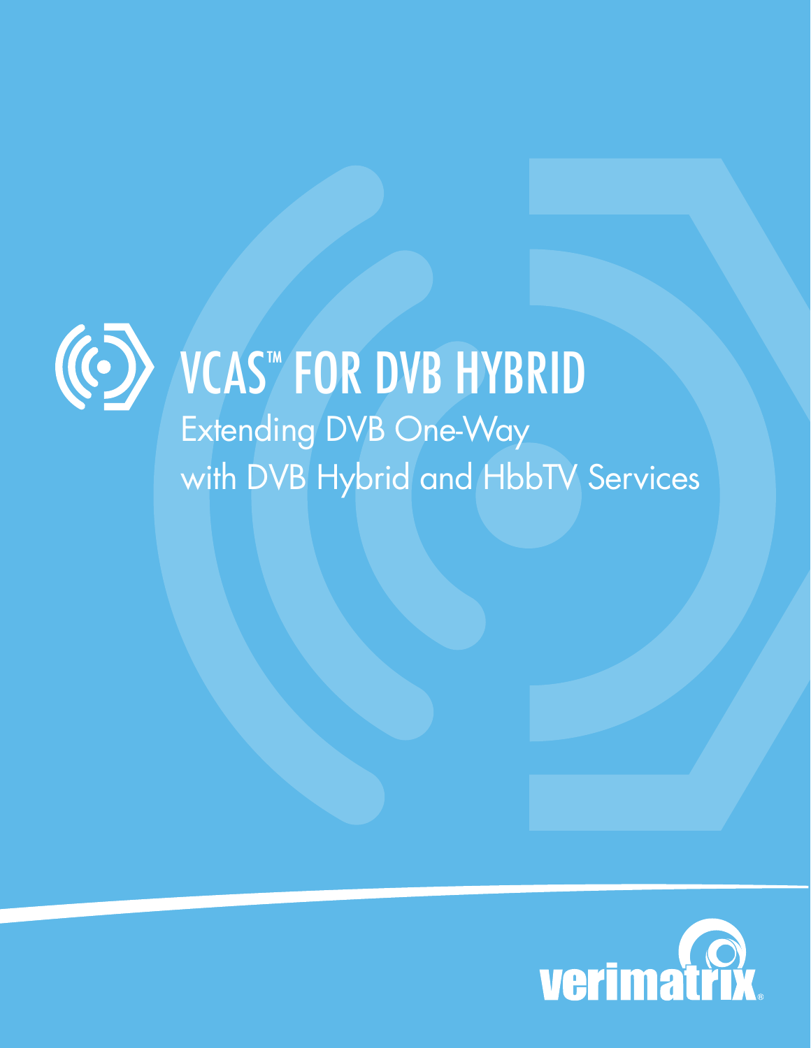# VCAS™ FOR DVB HYBRID

## Extending DVB One-Way with DVB Hybrid and HbbTV Services

verimatrix®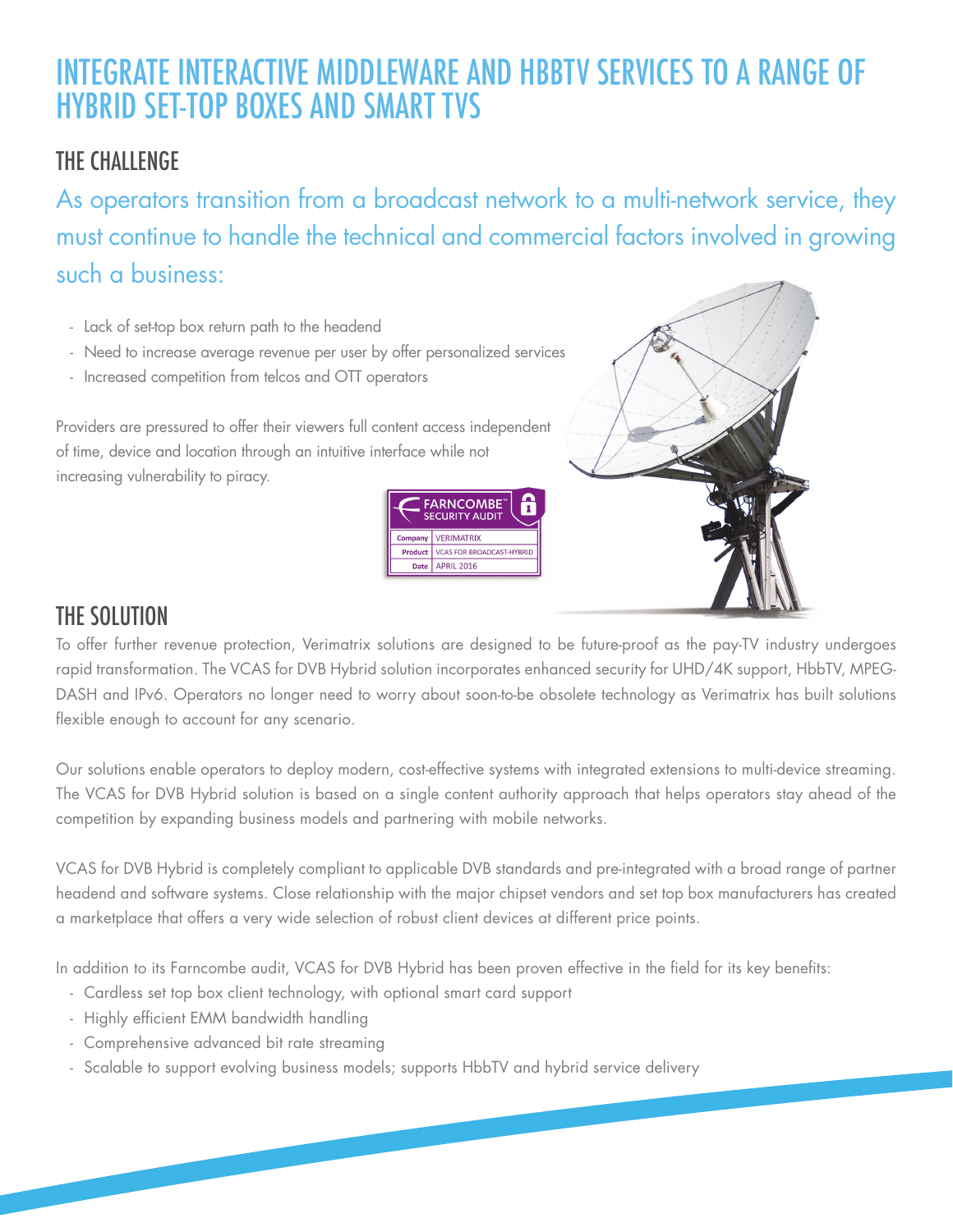# INTEGRATE INTERACTIVE MIDDLEWARE AND HBBTV SERVICES TO A RANGE OF HYBRID SET-TOP BOXES AND SMART TVS

## THE CHALLENGE

As operators transition from a broadcast network to a multi-network service, they must continue to handle the technical and commercial factors involved in growing such a business:

- Lack of set-top box return path to the headend
- Need to increase average revenue per user by offer personalized services
- Increased competition from telcos and OTT operators

Providers are pressured to offer their viewers full content access independent of time, device and location through an intuitive interface while not increasing vulnerability to piracy.

FARNCOMBE™ SECURITY AUDIT

| Company | VERIMATRIX |
|---|---|
| Product | VCAS FOR BROADCAST-HYBRID |
| Date | APRIL 2016 |

## THE SOLUTION

To offer further revenue protection, Verimatrix solutions are designed to be future-proof as the pay-TV industry undergoes rapid transformation. The VCAS for DVB Hybrid solution incorporates enhanced security for UHD/4K support, HbbTV, MPEG-DASH and IPv6. Operators no longer need to worry about soon-to-be obsolete technology as Verimatrix has built solutions flexible enough to account for any scenario.

Our solutions enable operators to deploy modern, cost-effective systems with integrated extensions to multi-device streaming. The VCAS for DVB Hybrid solution is based on a single content authority approach that helps operators stay ahead of the competition by expanding business models and partnering with mobile networks.

VCAS for DVB Hybrid is completely compliant to applicable DVB standards and pre-integrated with a broad range of partner headend and software systems. Close relationship with the major chipset vendors and set top box manufacturers has created a marketplace that offers a very wide selection of robust client devices at different price points.

In addition to its Farncombe audit, VCAS for DVB Hybrid has been proven effective in the field for its key benefits:

- Cardless set top box client technology, with optional smart card support
- Highly efficient EMM bandwidth handling
- Comprehensive advanced bit rate streaming
- Scalable to support evolving business models; supports HbbTV and hybrid service delivery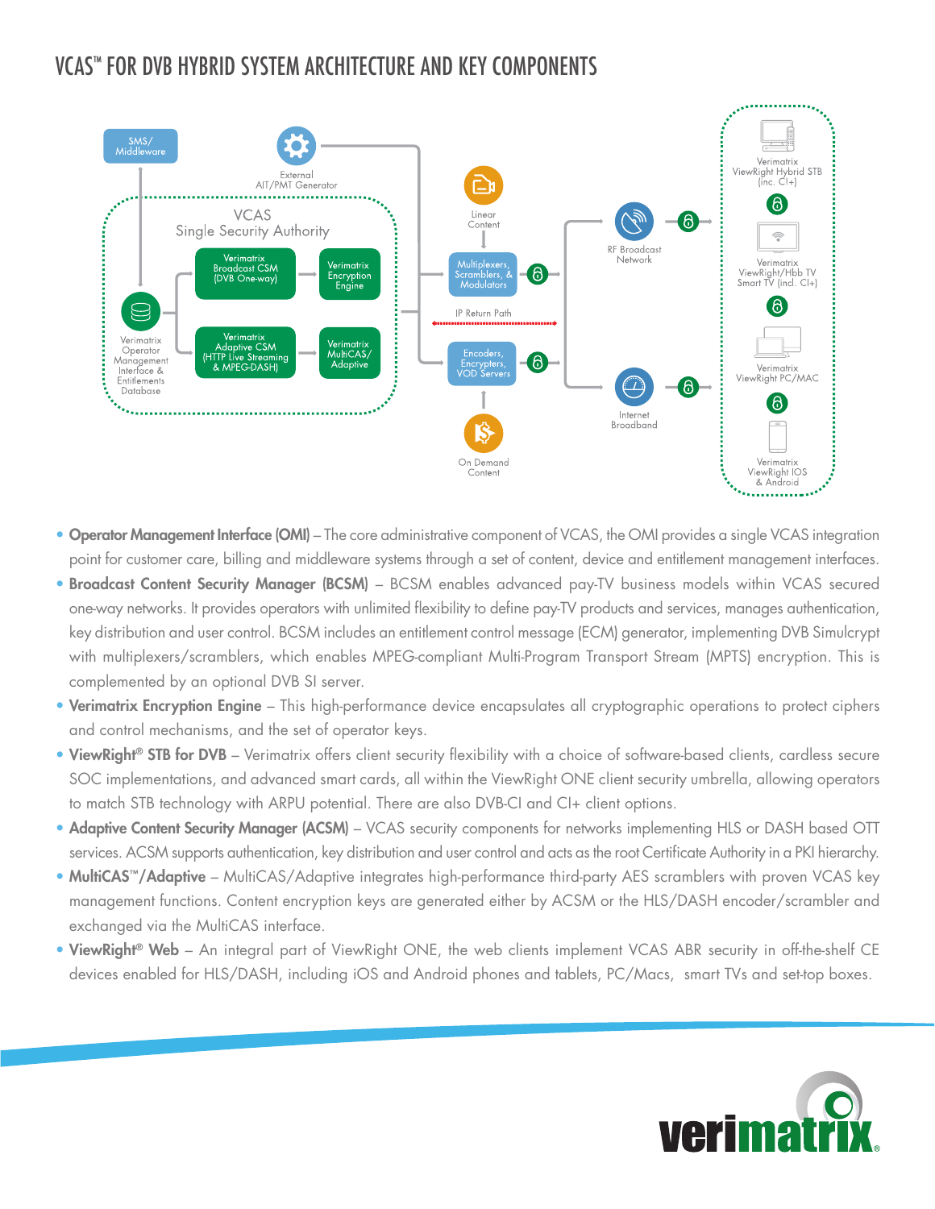# VCAS™ FOR DVB HYBRID SYSTEM ARCHITECTURE AND KEY COMPONENTS

SMS/ Middleware

External AIT/PMT Generator

VCAS Single Security Authority

Verimatrix Broadcast CSM (DVB One-way)

Verimatrix Encryption Engine

Verimatrix Adaptive CSM (HTTP Live Streaming & MPEG-DASH)

Verimatrix MultiCAS/ Adaptive

Verimatrix Operator Management Interface & Entitlements Database

Linear Content

Multiplexers, Scramblers, & Modulators

IP Return Path

Encoders, Encrypters, VOD Servers

On Demand Content

RF Broadcast Network

Internet Broadband

Verimatrix ViewRight Hybrid STB (inc. CI+)

Verimatrix ViewRight/Hbb TV Smart TV (incl. CI+)

Verimatrix ViewRight PC/MAC

Verimatrix ViewRight IOS & Android

- **Operator Management Interface (OMI)** – The core administrative component of VCAS, the OMI provides a single VCAS integration point for customer care, billing and middleware systems through a set of content, device and entitlement management interfaces.
- **Broadcast Content Security Manager (BCSM)** – BCSM enables advanced pay-TV business models within VCAS secured one-way networks. It provides operators with unlimited flexibility to define pay-TV products and services, manages authentication, key distribution and user control. BCSM includes an entitlement control message (ECM) generator, implementing DVB Simulcrypt with multiplexers/scramblers, which enables MPEG-compliant Multi-Program Transport Stream (MPTS) encryption. This is complemented by an optional DVB SI server.
- **Verimatrix Encryption Engine** – This high-performance device encapsulates all cryptographic operations to protect ciphers and control mechanisms, and the set of operator keys.
- **ViewRight® STB for DVB** – Verimatrix offers client security flexibility with a choice of software-based clients, cardless secure SOC implementations, and advanced smart cards, all within the ViewRight ONE client security umbrella, allowing operators to match STB technology with ARPU potential. There are also DVB-CI and CI+ client options.
- **Adaptive Content Security Manager (ACSM)** – VCAS security components for networks implementing HLS or DASH based OTT services. ACSM supports authentication, key distribution and user control and acts as the root Certificate Authority in a PKI hierarchy.
- **MultiCAS™/Adaptive** – MultiCAS/Adaptive integrates high-performance third-party AES scramblers with proven VCAS key management functions. Content encryption keys are generated either by ACSM or the HLS/DASH encoder/scrambler and exchanged via the MultiCAS interface.
- **ViewRight® Web** – An integral part of ViewRight ONE, the web clients implement VCAS ABR security in off-the-shelf CE devices enabled for HLS/DASH, including iOS and Android phones and tablets, PC/Macs, smart TVs and set-top boxes.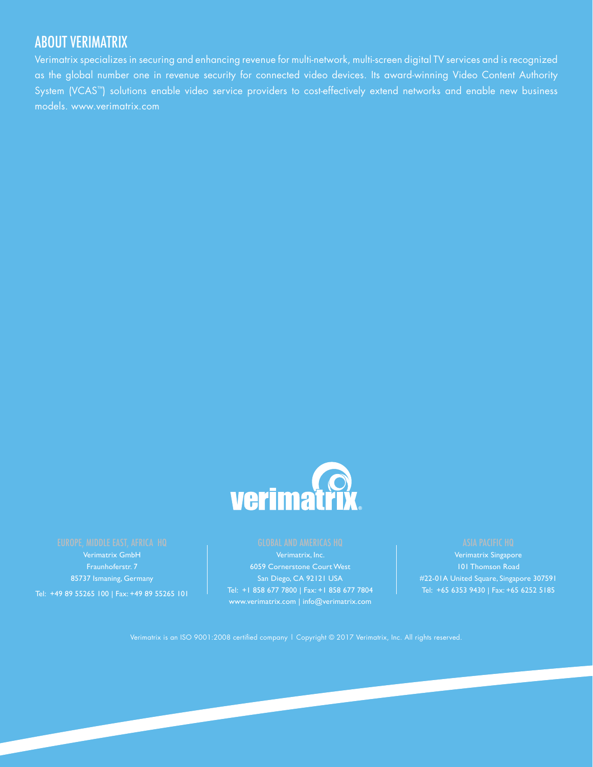## ABOUT VERIMATRIX

Verimatrix specializes in securing and enhancing revenue for multi-network, multi-screen digital TV services and is recognized as the global number one in revenue security for connected video devices. Its award-winning Video Content Authority System (VCAS™) solutions enable video service providers to cost-effectively extend networks and enable new business models. www.verimatrix.com

**EUROPE, MIDDLE EAST, AFRICA HQ**

Verimatrix GmbH
Fraunhoferstr. 7
85737 Ismaning, Germany
Tel: +49 89 55265 100 | Fax: +49 89 55265 101

**GLOBAL AND AMERICAS HQ**

Verimatrix, Inc.
6059 Cornerstone Court West
San Diego, CA 92121 USA
Tel: +1 858 677 7800 | Fax: +1 858 677 7804
www.verimatrix.com | info@verimatrix.com

**ASIA PACIFIC HQ**

Verimatrix Singapore
101 Thomson Road
#22-01A United Square, Singapore 307591
Tel: +65 6353 9430 | Fax: +65 6252 5185

Verimatrix is an ISO 9001:2008 certified company I Copyright © 2017 Verimatrix, Inc. All rights reserved.